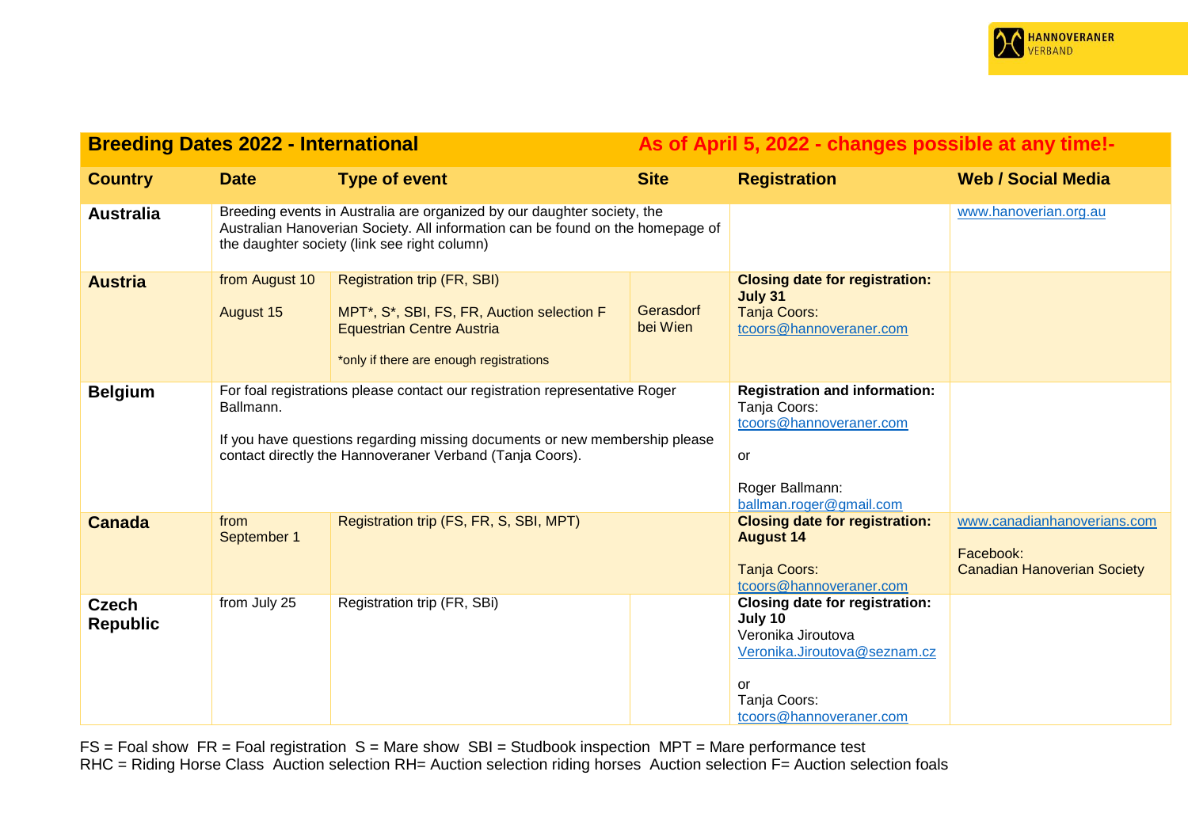| **Breeding Dates 2022 - International** | | | | **As of April 5, 2022 - changes possible at any time!-** | |
|---|---|---|---|---|---|
| **Country** | **Date** | **Type of event** | **Site** | **Registration** | **Web / Social Media** |
| **Australia** | Breeding events in Australia are organized by our daughter society, the Australian Hanoverian Society. All information can be found on the homepage of the daughter society (link see right column) | | | | www.hanoverian.org.au |
| **Austria** | from August 10<br><br>August 15 | Registration trip (FR, SBI)<br><br>MPT*, S*, SBI, FS, FR, Auction selection F Equestrian Centre Austria<br><br>*only if there are enough registrations | <br><br>Gerasdorf bei Wien | **Closing date for registration: July 31**<br>Tanja Coors:<br>tcoors@hannoveraner.com | |
| **Belgium** | For foal registrations please contact our registration representative Roger Ballmann.<br><br>If you have questions regarding missing documents or new membership please contact directly the Hannoveraner Verband (Tanja Coors). | | | **Registration and information:**<br>Tanja Coors:<br>tcoors@hannoveraner.com<br><br>or<br><br>Roger Ballmann:<br>ballman.roger@gmail.com | |
| **Canada** | from September 1 | Registration trip (FS, FR, S, SBI, MPT) | | **Closing date for registration: August 14**<br><br>Tanja Coors:<br>tcoors@hannoveraner.com | www.canadianhanoverians.com<br><br>Facebook:<br>Canadian Hanoverian Society |
| **Czech Republic** | from July 25 | Registration trip (FR, SBi) | | **Closing date for registration: July 10**<br>Veronika Jiroutova<br>Veronika.Jiroutova@seznam.cz<br><br>or<br>Tanja Coors:<br>tcoors@hannoveraner.com | |

FS = Foal show FR = Foal registration S = Mare show SBI = Studbook inspection MPT = Mare performance test
RHC = Riding Horse Class Auction selection RH= Auction selection riding horses Auction selection F= Auction selection foals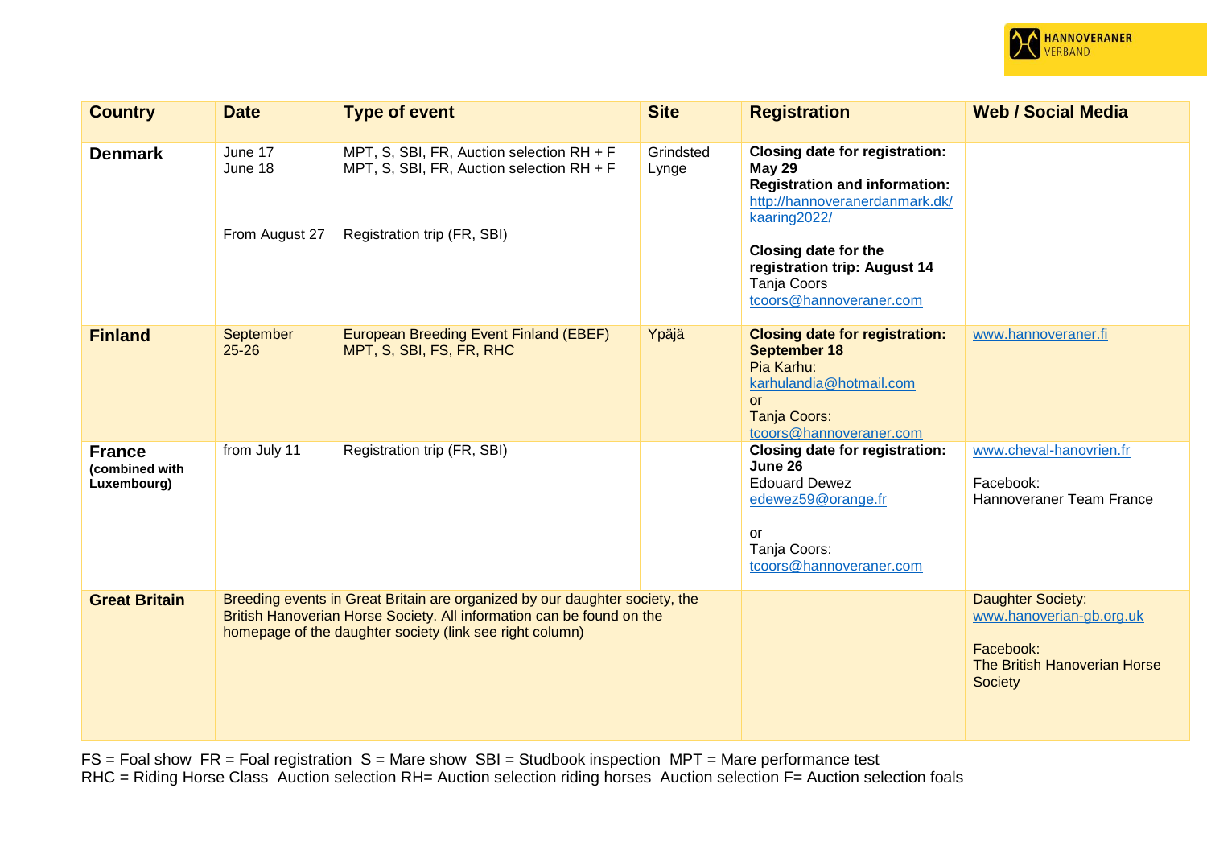| Country | Date | Type of event | Site | Registration | Web / Social Media |
|---|---|---|---|---|---|
| **Denmark** | June 17<br>June 18<br><br>From August 27 | MPT, S, SBI, FR, Auction selection RH + F<br>MPT, S, SBI, FR, Auction selection RH + F<br><br>Registration trip (FR, SBI) | Grindsted<br>Lynge | **Closing date for registration: May 29**<br>**Registration and information:** http://hannoveranerdanmark.dk/kaaring2022/<br><br>**Closing date for the registration trip: August 14**<br>Tanja Coors<br>tcoors@hannoveraner.com | |
| **Finland** | September 25-26 | European Breeding Event Finland (EBEF)<br>MPT, S, SBI, FS, FR, RHC | Ypäjä | **Closing date for registration: September 18**<br>Pia Karhu:<br>karhulandia@hotmail.com<br>or<br>Tanja Coors:<br>tcoors@hannoveraner.com | www.hannoveraner.fi |
| **France** (combined with Luxembourg) | from July 11 | Registration trip (FR, SBI) | | **Closing date for registration: June 26**<br>Edouard Dewez<br>edewez59@orange.fr<br><br>or<br>Tanja Coors:<br>tcoors@hannoveraner.com | www.cheval-hanovrien.fr<br><br>Facebook:<br>Hannoveraner Team France |
| **Great Britain** | Breeding events in Great Britain are organized by our daughter society, the British Hanoverian Horse Society. All information can be found on the homepage of the daughter society (link see right column) | | | | Daughter Society:<br>www.hanoverian-gb.org.uk<br><br>Facebook:<br>The British Hanoverian Horse Society |

FS = Foal show FR = Foal registration S = Mare show SBI = Studbook inspection MPT = Mare performance test
RHC = Riding Horse Class Auction selection RH= Auction selection riding horses Auction selection F= Auction selection foals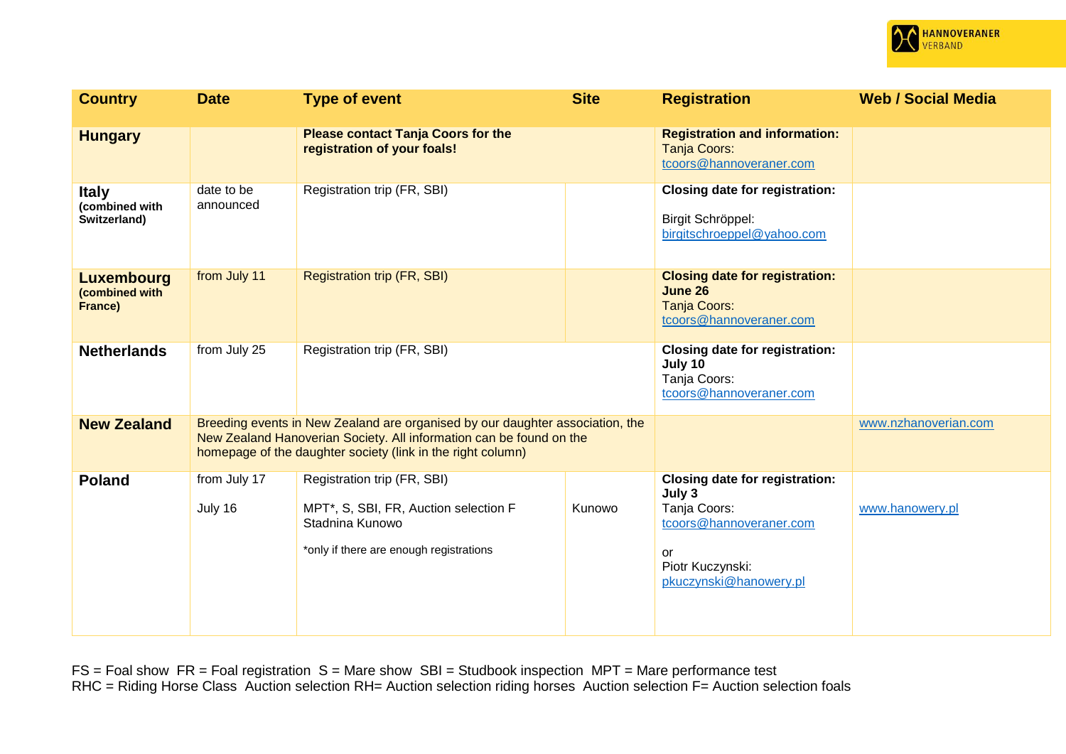| Country | Date | Type of event | Site | Registration | Web / Social Media |
|---|---|---|---|---|---|
| **Hungary** | | **Please contact Tanja Coors for the registration of your foals!** | | **Registration and information:** Tanja Coors: tcoors@hannoveraner.com | |
| **Italy (combined with Switzerland)** | date to be announced | Registration trip (FR, SBI) | | **Closing date for registration:** Birgit Schröppel: birgitschroeppel@yahoo.com | |
| **Luxembourg (combined with France)** | from July 11 | Registration trip (FR, SBI) | | **Closing date for registration: June 26** Tanja Coors: tcoors@hannoveraner.com | |
| **Netherlands** | from July 25 | Registration trip (FR, SBI) | | **Closing date for registration: July 10** Tanja Coors: tcoors@hannoveraner.com | |
| **New Zealand** | Breeding events in New Zealand are organised by our daughter association, the New Zealand Hanoverian Society. All information can be found on the homepage of the daughter society (link in the right column) | | | | www.nzhanoverian.com |
| **Poland** | from July 17<br>July 16 | Registration trip (FR, SBI)<br>MPT*, S, SBI, FR, Auction selection F Stadnina Kunowo<br>*only if there are enough registrations | <br>Kunowo | **Closing date for registration: July 3** Tanja Coors: tcoors@hannoveraner.com<br>or<br>Piotr Kuczynski: pkuczynski@hanowery.pl | <br>www.hanowery.pl |

FS = Foal show FR = Foal registration S = Mare show SBI = Studbook inspection MPT = Mare performance test
RHC = Riding Horse Class Auction selection RH= Auction selection riding horses Auction selection F= Auction selection foals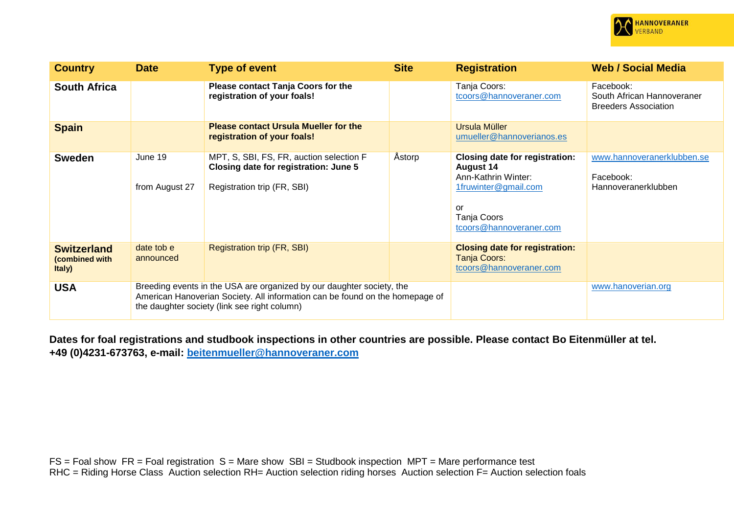| Country | Date | Type of event | Site | Registration | Web / Social Media |
|---|---|---|---|---|---|
| **South Africa** | | **Please contact Tanja Coors for the registration of your foals!** | | Tanja Coors: tcoors@hannoveraner.com | Facebook: South African Hannoveraner Breeders Association |
| **Spain** | | **Please contact Ursula Mueller for the registration of your foals!** | | Ursula Müller umueller@hannoverianos.es | |
| **Sweden** | June 19<br><br>from August 27 | MPT, S, SBI, FS, FR, auction selection F **Closing date for registration: June 5**<br><br>Registration trip (FR, SBI) | Åstorp | **Closing date for registration: August 14** Ann-Kathrin Winter: 1fruwinter@gmail.com<br><br>or<br>Tanja Coors tcoors@hannoveraner.com | www.hannoveranerklubben.se<br><br>Facebook: Hannoveranerklubben |
| **Switzerland (combined with Italy)** | date tob e announced | Registration trip (FR, SBI) | | **Closing date for registration:** Tanja Coors: tcoors@hannoveraner.com | |
| **USA** | Breeding events in the USA are organized by our daughter society, the American Hanoverian Society. All information can be found on the homepage of the daughter society (link see right column) | | | | www.hanoverian.org |

**Dates for foal registrations and studbook inspections in other countries are possible. Please contact Bo Eitenmüller at tel. +49 (0)4231-673763, e-mail: beitenmueller@hannoveraner.com**

FS = Foal show FR = Foal registration S = Mare show SBI = Studbook inspection MPT = Mare performance test
RHC = Riding Horse Class Auction selection RH= Auction selection riding horses Auction selection F= Auction selection foals